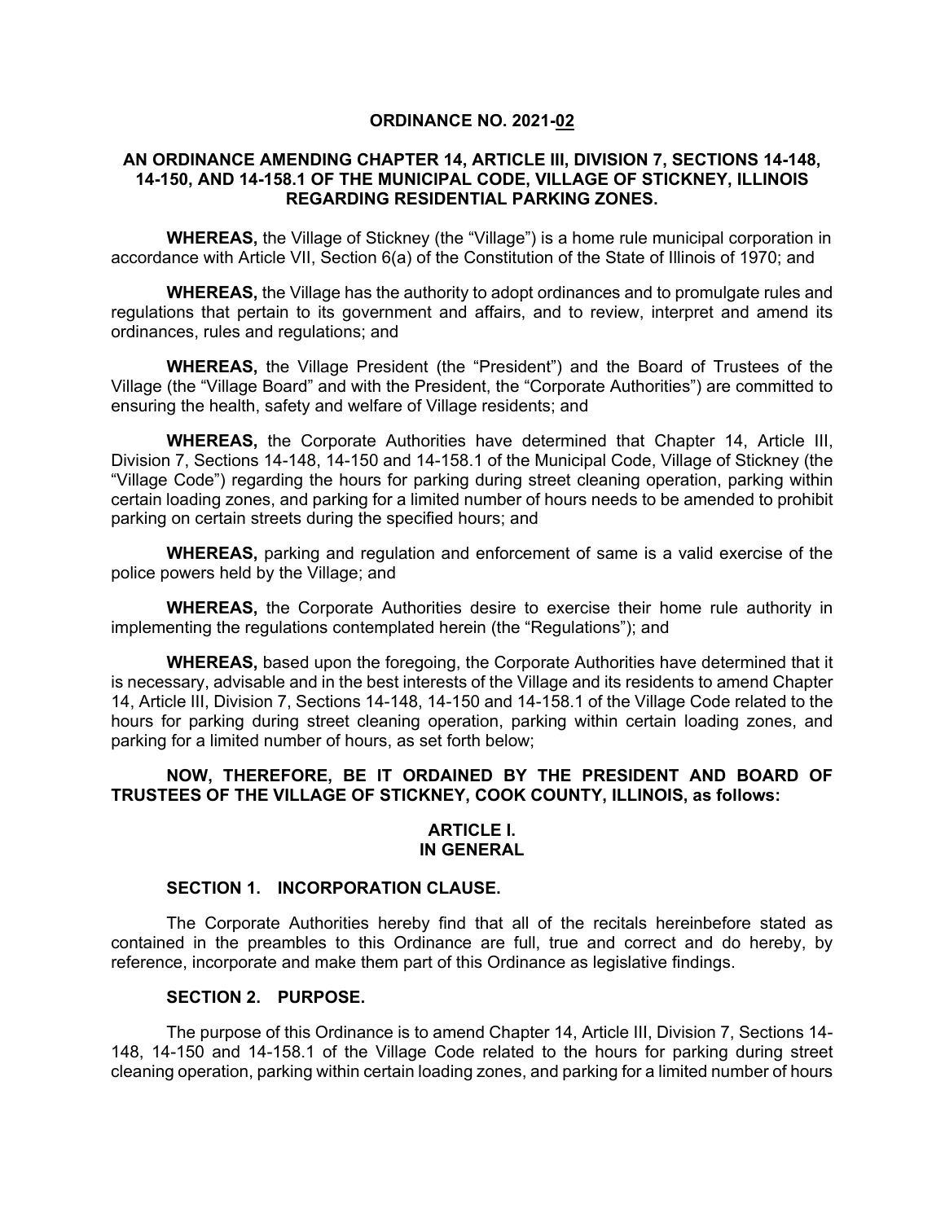# ORDINANCE NO. 2021-02

## AN ORDINANCE AMENDING CHAPTER 14, ARTICLE III, DIVISION 7, SECTIONS 14-148, 14-150, AND 14-158.1 OF THE MUNICIPAL CODE, VILLAGE OF STICKNEY, ILLINOIS REGARDING RESIDENTIAL PARKING ZONES.

**WHEREAS,** the Village of Stickney (the "Village") is a home rule municipal corporation in accordance with Article VII, Section 6(a) of the Constitution of the State of Illinois of 1970; and

**WHEREAS,** the Village has the authority to adopt ordinances and to promulgate rules and regulations that pertain to its government and affairs, and to review, interpret and amend its ordinances, rules and regulations; and

**WHEREAS,** the Village President (the "President") and the Board of Trustees of the Village (the "Village Board" and with the President, the "Corporate Authorities") are committed to ensuring the health, safety and welfare of Village residents; and

**WHEREAS,** the Corporate Authorities have determined that Chapter 14, Article III, Division 7, Sections 14-148, 14-150 and 14-158.1 of the Municipal Code, Village of Stickney (the "Village Code") regarding the hours for parking during street cleaning operation, parking within certain loading zones, and parking for a limited number of hours needs to be amended to prohibit parking on certain streets during the specified hours; and

**WHEREAS,** parking and regulation and enforcement of same is a valid exercise of the police powers held by the Village; and

**WHEREAS,** the Corporate Authorities desire to exercise their home rule authority in implementing the regulations contemplated herein (the "Regulations"); and

**WHEREAS,** based upon the foregoing, the Corporate Authorities have determined that it is necessary, advisable and in the best interests of the Village and its residents to amend Chapter 14, Article III, Division 7, Sections 14-148, 14-150 and 14-158.1 of the Village Code related to the hours for parking during street cleaning operation, parking within certain loading zones, and parking for a limited number of hours, as set forth below;

**NOW, THEREFORE, BE IT ORDAINED BY THE PRESIDENT AND BOARD OF TRUSTEES OF THE VILLAGE OF STICKNEY, COOK COUNTY, ILLINOIS, as follows:**

## ARTICLE I. IN GENERAL

### SECTION 1. INCORPORATION CLAUSE.

The Corporate Authorities hereby find that all of the recitals hereinbefore stated as contained in the preambles to this Ordinance are full, true and correct and do hereby, by reference, incorporate and make them part of this Ordinance as legislative findings.

### SECTION 2. PURPOSE.

The purpose of this Ordinance is to amend Chapter 14, Article III, Division 7, Sections 14-148, 14-150 and 14-158.1 of the Village Code related to the hours for parking during street cleaning operation, parking within certain loading zones, and parking for a limited number of hours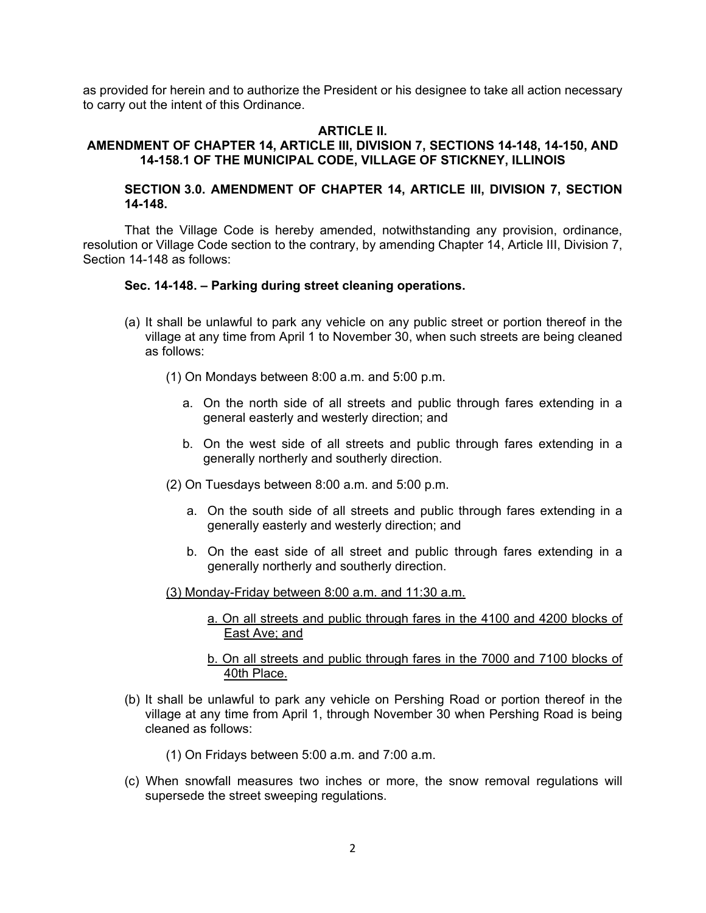as provided for herein and to authorize the President or his designee to take all action necessary to carry out the intent of this Ordinance.

**ARTICLE II.**
**AMENDMENT OF CHAPTER 14, ARTICLE III, DIVISION 7, SECTIONS 14-148, 14-150, AND 14-158.1 OF THE MUNICIPAL CODE, VILLAGE OF STICKNEY, ILLINOIS**

**SECTION 3.0. AMENDMENT OF CHAPTER 14, ARTICLE III, DIVISION 7, SECTION 14-148.**

That the Village Code is hereby amended, notwithstanding any provision, ordinance, resolution or Village Code section to the contrary, by amending Chapter 14, Article III, Division 7, Section 14-148 as follows:

**Sec. 14-148. – Parking during street cleaning operations.**

(a) It shall be unlawful to park any vehicle on any public street or portion thereof in the village at any time from April 1 to November 30, when such streets are being cleaned as follows:

(1) On Mondays between 8:00 a.m. and 5:00 p.m.

a. On the north side of all streets and public through fares extending in a general easterly and westerly direction; and

b. On the west side of all streets and public through fares extending in a generally northerly and southerly direction.

(2) On Tuesdays between 8:00 a.m. and 5:00 p.m.

a. On the south side of all streets and public through fares extending in a generally easterly and westerly direction; and

b. On the east side of all street and public through fares extending in a generally northerly and southerly direction.

<u>(3) Monday-Friday between 8:00 a.m. and 11:30 a.m.</u>

<u>a. On all streets and public through fares in the 4100 and 4200 blocks of East Ave; and</u>

<u>b. On all streets and public through fares in the 7000 and 7100 blocks of 40th Place.</u>

(b) It shall be unlawful to park any vehicle on Pershing Road or portion thereof in the village at any time from April 1, through November 30 when Pershing Road is being cleaned as follows:

(1) On Fridays between 5:00 a.m. and 7:00 a.m.

(c) When snowfall measures two inches or more, the snow removal regulations will supersede the street sweeping regulations.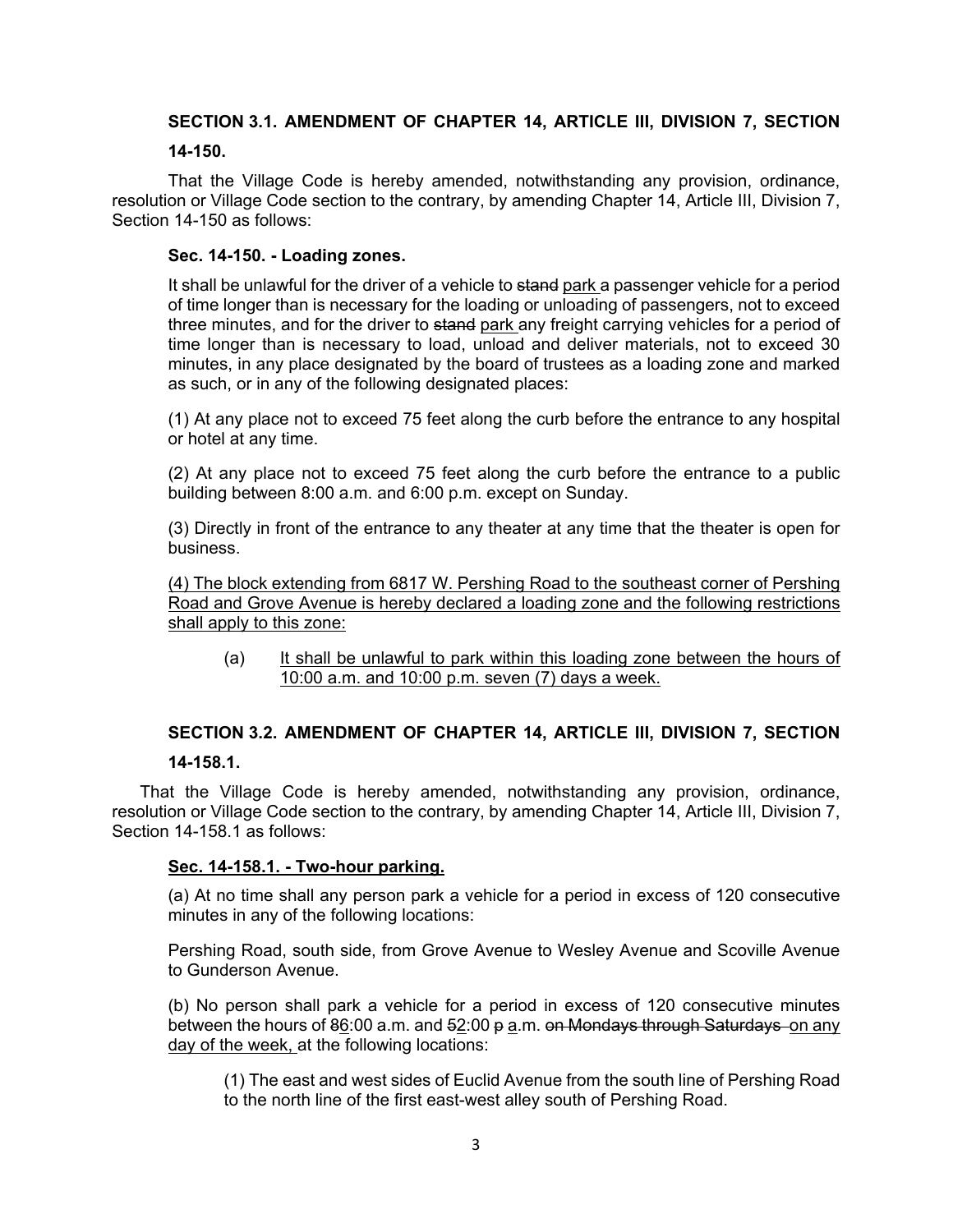**SECTION 3.1. AMENDMENT OF CHAPTER 14, ARTICLE III, DIVISION 7, SECTION 14-150.**

That the Village Code is hereby amended, notwithstanding any provision, ordinance, resolution or Village Code section to the contrary, by amending Chapter 14, Article III, Division 7, Section 14-150 as follows:

**Sec. 14-150. - Loading zones.**

It shall be unlawful for the driver of a vehicle to ~~stand~~ <u>park</u> a passenger vehicle for a period of time longer than is necessary for the loading or unloading of passengers, not to exceed three minutes, and for the driver to ~~stand~~ <u>park</u> any freight carrying vehicles for a period of time longer than is necessary to load, unload and deliver materials, not to exceed 30 minutes, in any place designated by the board of trustees as a loading zone and marked as such, or in any of the following designated places:

(1) At any place not to exceed 75 feet along the curb before the entrance to any hospital or hotel at any time.

(2) At any place not to exceed 75 feet along the curb before the entrance to a public building between 8:00 a.m. and 6:00 p.m. except on Sunday.

(3) Directly in front of the entrance to any theater at any time that the theater is open for business.

<u>(4) The block extending from 6817 W. Pershing Road to the southeast corner of Pershing Road and Grove Avenue is hereby declared a loading zone and the following restrictions shall apply to this zone:</u>

> (a) <u>It shall be unlawful to park within this loading zone between the hours of 10:00 a.m. and 10:00 p.m. seven (7) days a week.</u>

**SECTION 3.2. AMENDMENT OF CHAPTER 14, ARTICLE III, DIVISION 7, SECTION 14-158.1.**

That the Village Code is hereby amended, notwithstanding any provision, ordinance, resolution or Village Code section to the contrary, by amending Chapter 14, Article III, Division 7, Section 14-158.1 as follows:

**<u>Sec. 14-158.1. - Two-hour parking.</u>**

(a) At no time shall any person park a vehicle for a period in excess of 120 consecutive minutes in any of the following locations:

Pershing Road, south side, from Grove Avenue to Wesley Avenue and Scoville Avenue to Gunderson Avenue.

(b) No person shall park a vehicle for a period in excess of 120 consecutive minutes between the hours of ~~8~~<u>6</u>:00 a.m. and ~~5~~<u>2</u>:00 ~~p~~ <u>a</u>.m. ~~on Mondays through Saturdays~~ <u>on any day of the week,</u> at the following locations:

> (1) The east and west sides of Euclid Avenue from the south line of Pershing Road to the north line of the first east-west alley south of Pershing Road.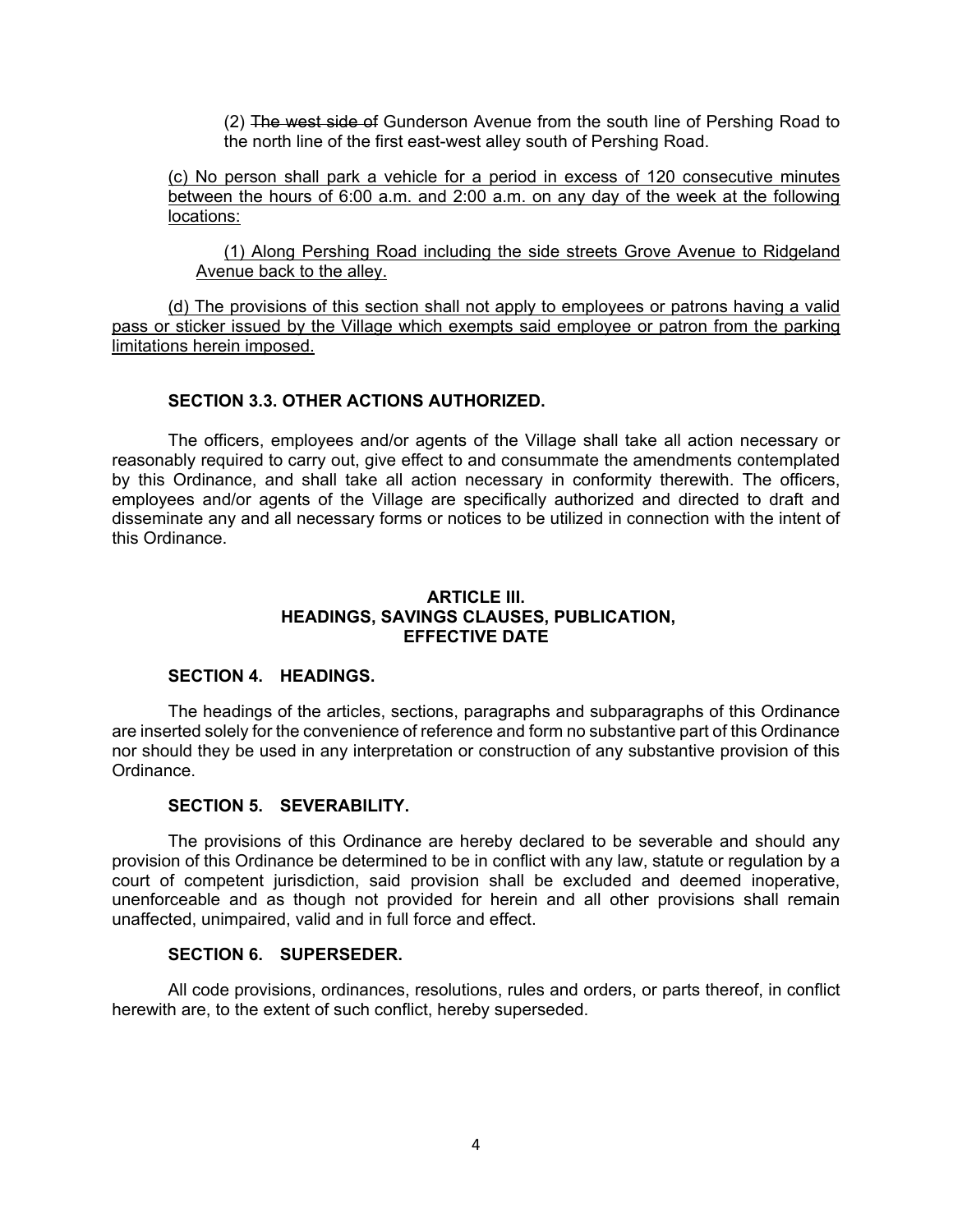(2) ~~The west side of~~ Gunderson Avenue from the south line of Pershing Road to the north line of the first east-west alley south of Pershing Road.

<u>(c) No person shall park a vehicle for a period in excess of 120 consecutive minutes between the hours of 6:00 a.m. and 2:00 a.m. on any day of the week at the following locations:</u>

<u>(1) Along Pershing Road including the side streets Grove Avenue to Ridgeland Avenue back to the alley.</u>

<u>(d) The provisions of this section shall not apply to employees or patrons having a valid pass or sticker issued by the Village which exempts said employee or patron from the parking limitations herein imposed.</u>

**SECTION 3.3. OTHER ACTIONS AUTHORIZED.**

The officers, employees and/or agents of the Village shall take all action necessary or reasonably required to carry out, give effect to and consummate the amendments contemplated by this Ordinance, and shall take all action necessary in conformity therewith. The officers, employees and/or agents of the Village are specifically authorized and directed to draft and disseminate any and all necessary forms or notices to be utilized in connection with the intent of this Ordinance.

## ARTICLE III.
## HEADINGS, SAVINGS CLAUSES, PUBLICATION, EFFECTIVE DATE

**SECTION 4. HEADINGS.**

The headings of the articles, sections, paragraphs and subparagraphs of this Ordinance are inserted solely for the convenience of reference and form no substantive part of this Ordinance nor should they be used in any interpretation or construction of any substantive provision of this Ordinance.

**SECTION 5. SEVERABILITY.**

The provisions of this Ordinance are hereby declared to be severable and should any provision of this Ordinance be determined to be in conflict with any law, statute or regulation by a court of competent jurisdiction, said provision shall be excluded and deemed inoperative, unenforceable and as though not provided for herein and all other provisions shall remain unaffected, unimpaired, valid and in full force and effect.

**SECTION 6. SUPERSEDER.**

All code provisions, ordinances, resolutions, rules and orders, or parts thereof, in conflict herewith are, to the extent of such conflict, hereby superseded.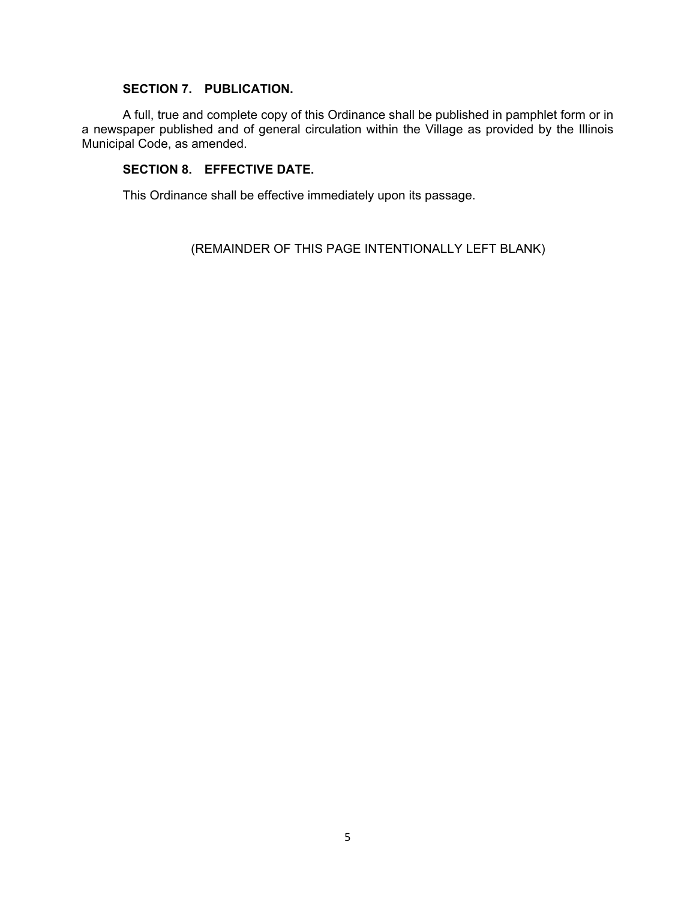**SECTION 7. PUBLICATION.**

A full, true and complete copy of this Ordinance shall be published in pamphlet form or in a newspaper published and of general circulation within the Village as provided by the Illinois Municipal Code, as amended.

**SECTION 8. EFFECTIVE DATE.**

This Ordinance shall be effective immediately upon its passage.

(REMAINDER OF THIS PAGE INTENTIONALLY LEFT BLANK)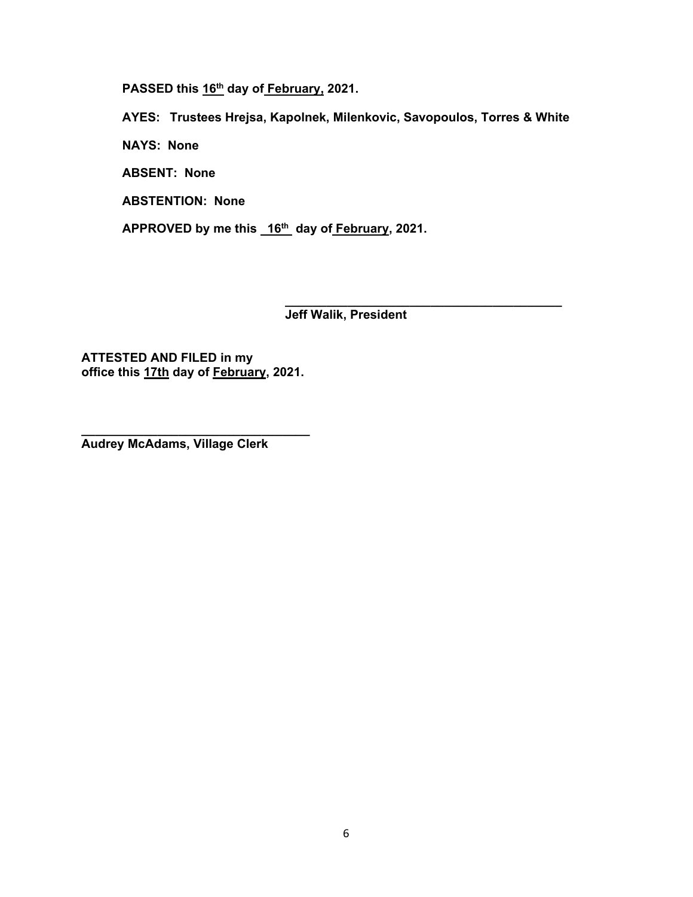**PASSED this 16th day of February, 2021.**

**AYES: Trustees Hrejsa, Kapolnek, Milenkovic, Savopoulos, Torres & White**

**NAYS: None**

**ABSENT: None**

**ABSTENTION: None**

**APPROVED by me this 16th day of February, 2021.**

\_\_\_\_\_\_\_\_\_\_\_\_\_\_\_\_\_\_\_\_\_\_\_\_\_\_\_\_\_\_\_\_\_\_\_\_\_\_\_\_
**Jeff Walik, President**

**ATTESTED AND FILED in my office this 17th day of February, 2021.**

\_\_\_\_\_\_\_\_\_\_\_\_\_\_\_\_\_\_\_\_\_\_\_\_\_\_\_\_\_\_\_\_
**Audrey McAdams, Village Clerk**